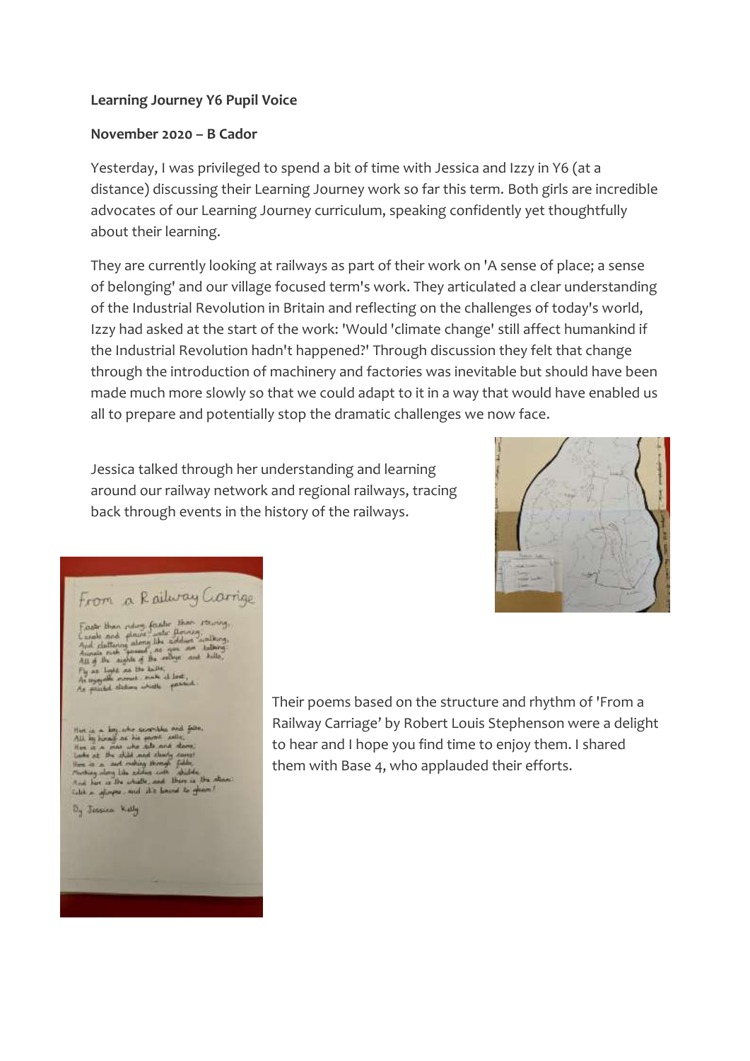**Learning Journey Y6 Pupil Voice**

**November 2020 – B Cador**

Yesterday, I was privileged to spend a bit of time with Jessica and Izzy in Y6 (at a distance) discussing their Learning Journey work so far this term. Both girls are incredible advocates of our Learning Journey curriculum, speaking confidently yet thoughtfully about their learning.

They are currently looking at railways as part of their work on 'A sense of place; a sense of belonging' and our village focused term's work. They articulated a clear understanding of the Industrial Revolution in Britain and reflecting on the challenges of today's world, Izzy had asked at the start of the work: 'Would 'climate change' still affect humankind if the Industrial Revolution hadn't happened?' Through discussion they felt that change through the introduction of machinery and factories was inevitable but should have been made much more slowly so that we could adapt to it in a way that would have enabled us all to prepare and potentially stop the dramatic challenges we now face.

Jessica talked through her understanding and learning around our railway network and regional railways, tracing back through events in the history of the railways.

Their poems based on the structure and rhythm of 'From a Railway Carriage' by Robert Louis Stephenson were a delight to hear and I hope you find time to enjoy them. I shared them with Base 4, who applauded their efforts.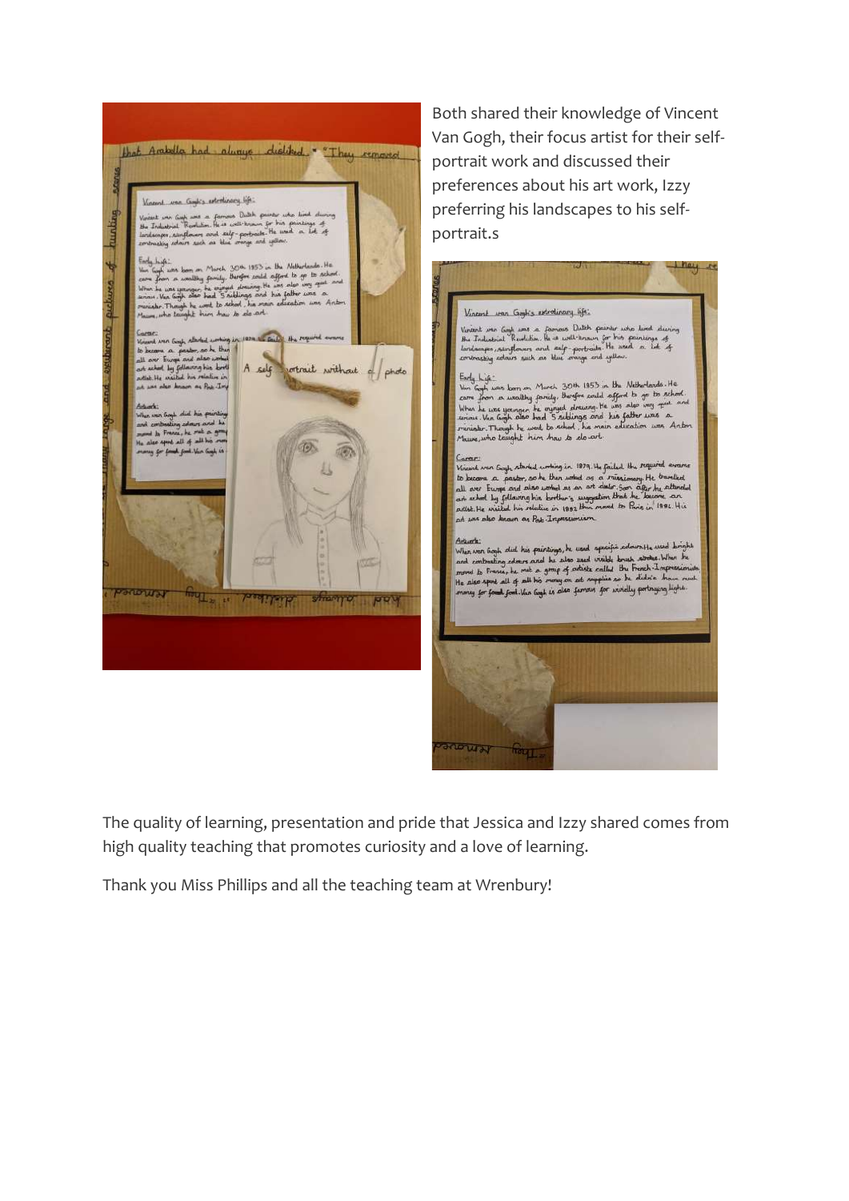Both shared their knowledge of Vincent Van Gogh, their focus artist for their self-portrait work and discussed their preferences about his art work, Izzy preferring his landscapes to his self-portrait.s

The quality of learning, presentation and pride that Jessica and Izzy shared comes from high quality teaching that promotes curiosity and a love of learning.

Thank you Miss Phillips and all the teaching team at Wrenbury!